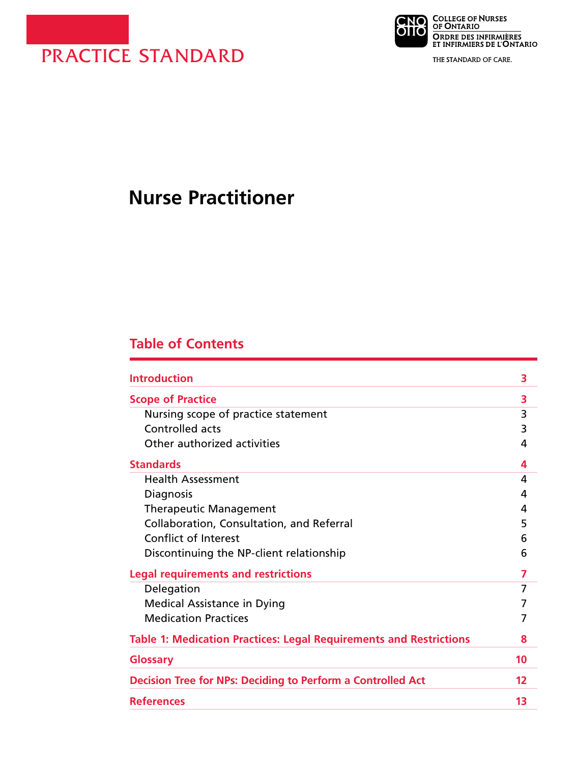PRACTICE STANDARD

College of Nurses of Ontario
Ordre des infirmières et infirmiers de l'Ontario
THE STANDARD OF CARE.

# Nurse Practitioner

## Table of Contents

| | |
|---|---|
| **Introduction** | **3** |
| **Scope of Practice** | **3** |
| Nursing scope of practice statement | 3 |
| Controlled acts | 3 |
| Other authorized activities | 4 |
| **Standards** | **4** |
| Health Assessment | 4 |
| Diagnosis | 4 |
| Therapeutic Management | 4 |
| Collaboration, Consultation, and Referral | 5 |
| Conflict of Interest | 6 |
| Discontinuing the NP-client relationship | 6 |
| **Legal requirements and restrictions** | **7** |
| Delegation | 7 |
| Medical Assistance in Dying | 7 |
| Medication Practices | 7 |
| **Table 1: Medication Practices: Legal Requirements and Restrictions** | **8** |
| **Glossary** | **10** |
| **Decision Tree for NPs: Deciding to Perform a Controlled Act** | **12** |
| **References** | **13** |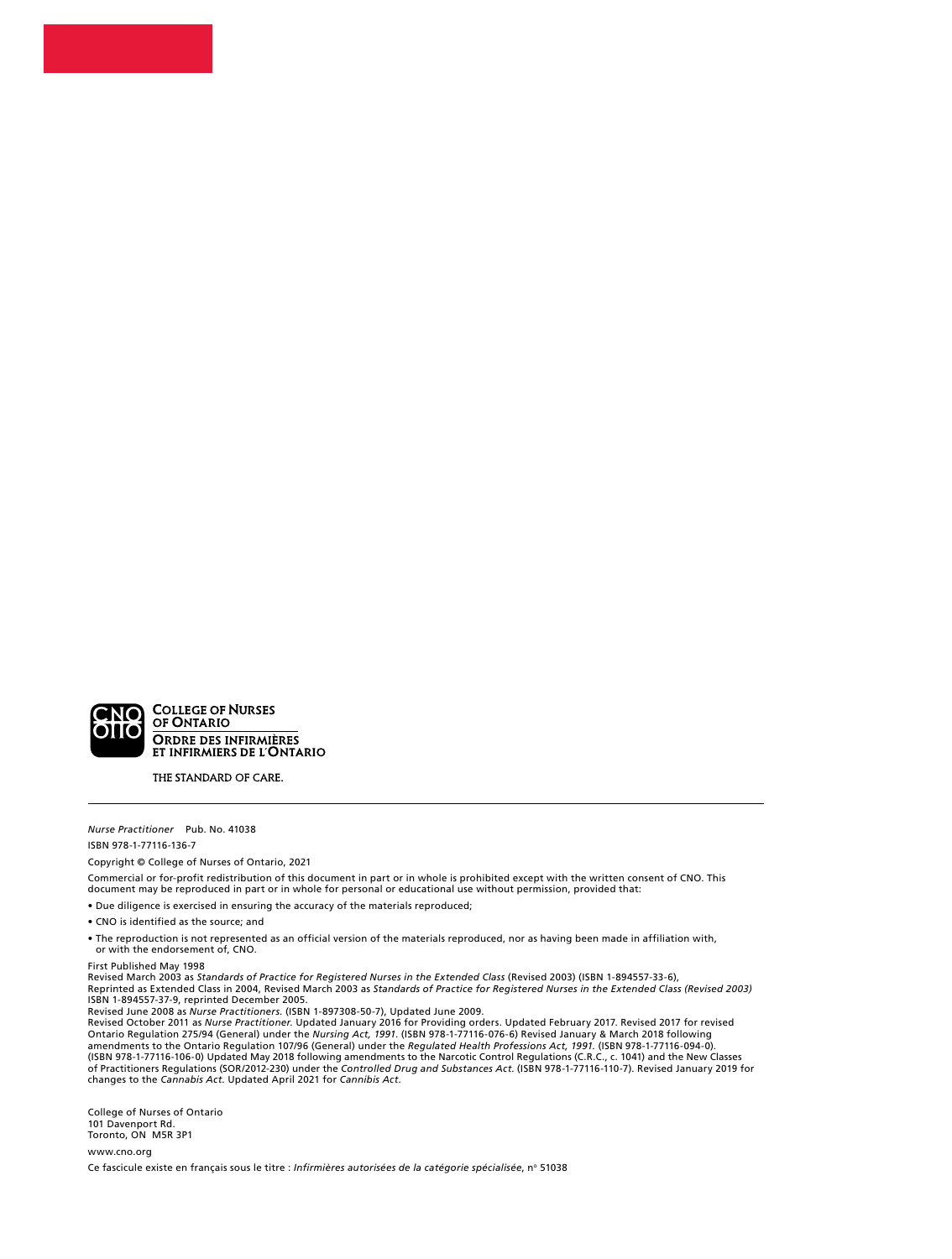COLLEGE OF NURSES OF ONTARIO

ORDRE DES INFIRMIÈRES ET INFIRMIERS DE L'ONTARIO

THE STANDARD OF CARE.

---

*Nurse Practitioner* Pub. No. 41038

ISBN 978-1-77116-136-7

Copyright © College of Nurses of Ontario, 2021

Commercial or for-profit redistribution of this document in part or in whole is prohibited except with the written consent of CNO. This document may be reproduced in part or in whole for personal or educational use without permission, provided that:

- Due diligence is exercised in ensuring the accuracy of the materials reproduced;
- CNO is identified as the source; and
- The reproduction is not represented as an official version of the materials reproduced, nor as having been made in affiliation with, or with the endorsement of, CNO.

First Published May 1998
Revised March 2003 as *Standards of Practice for Registered Nurses in the Extended Class* (Revised 2003) (ISBN 1-894557-33-6),
Reprinted as Extended Class in 2004, Revised March 2003 as *Standards of Practice for Registered Nurses in the Extended Class (Revised 2003)* ISBN 1-894557-37-9, reprinted December 2005.
Revised June 2008 as *Nurse Practitioners.* (ISBN 1-897308-50-7), Updated June 2009.
Revised October 2011 as *Nurse Practitioner.* Updated January 2016 for Providing orders. Updated February 2017. Revised 2017 for revised Ontario Regulation 275/94 (General) under the *Nursing Act, 1991*. (ISBN 978-1-77116-076-6) Revised January & March 2018 following amendments to the Ontario Regulation 107/96 (General) under the *Regulated Health Professions Act, 1991.* (ISBN 978-1-77116-094-0). (ISBN 978-1-77116-106-0) Updated May 2018 following amendments to the Narcotic Control Regulations (C.R.C., c. 1041) and the New Classes of Practitioners Regulations (SOR/2012-230) under the *Controlled Drug and Substances Act.* (ISBN 978-1-77116-110-7). Revised January 2019 for changes to the *Cannabis Act.* Updated April 2021 for *Cannibis Act.*

College of Nurses of Ontario
101 Davenport Rd.
Toronto, ON M5R 3P1

www.cno.org

Ce fascicule existe en français sous le titre : *Infirmières autorisées de la catégorie spécialisée*, nº 51038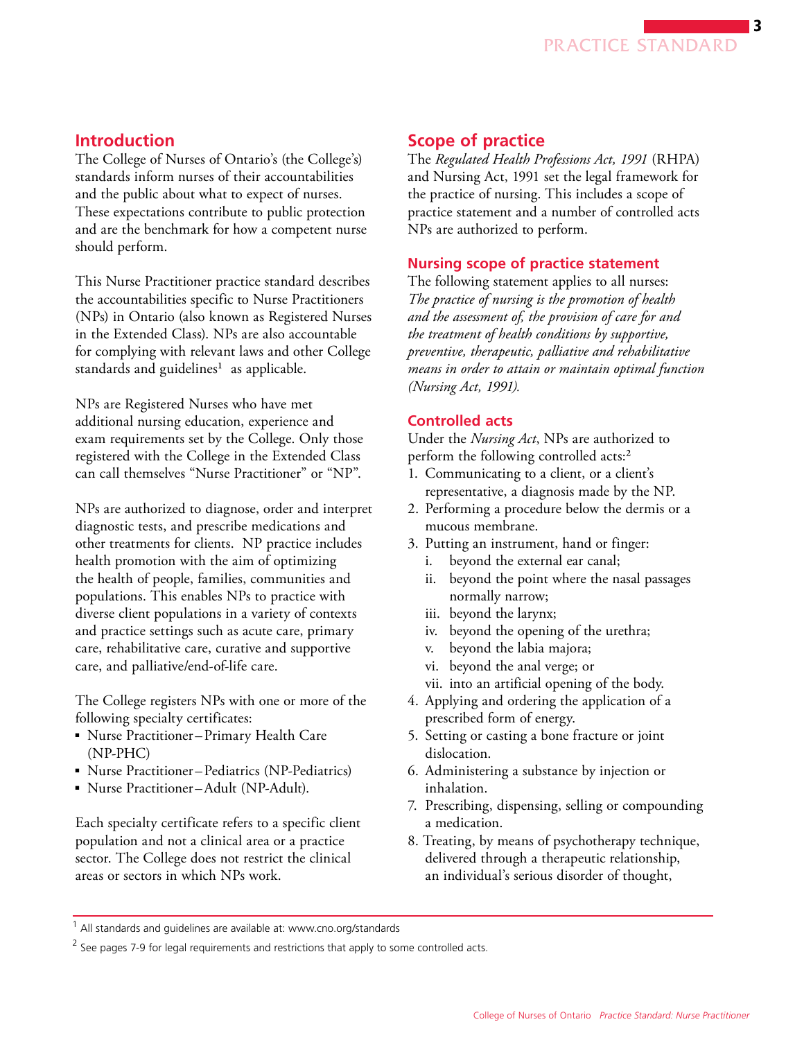## Introduction

The College of Nurses of Ontario's (the College's) standards inform nurses of their accountabilities and the public about what to expect of nurses. These expectations contribute to public protection and are the benchmark for how a competent nurse should perform.

This Nurse Practitioner practice standard describes the accountabilities specific to Nurse Practitioners (NPs) in Ontario (also known as Registered Nurses in the Extended Class). NPs are also accountable for complying with relevant laws and other College standards and guidelines[1] as applicable.

NPs are Registered Nurses who have met additional nursing education, experience and exam requirements set by the College. Only those registered with the College in the Extended Class can call themselves "Nurse Practitioner" or "NP".

NPs are authorized to diagnose, order and interpret diagnostic tests, and prescribe medications and other treatments for clients. NP practice includes health promotion with the aim of optimizing the health of people, families, communities and populations. This enables NPs to practice with diverse client populations in a variety of contexts and practice settings such as acute care, primary care, rehabilitative care, curative and supportive care, and palliative/end-of-life care.

The College registers NPs with one or more of the following specialty certificates:

- Nurse Practitioner – Primary Health Care (NP-PHC)
- Nurse Practitioner – Pediatrics (NP-Pediatrics)
- Nurse Practitioner – Adult (NP-Adult).

Each specialty certificate refers to a specific client population and not a clinical area or a practice sector. The College does not restrict the clinical areas or sectors in which NPs work.

## Scope of practice

The *Regulated Health Professions Act, 1991* (RHPA) and Nursing Act, 1991 set the legal framework for the practice of nursing. This includes a scope of practice statement and a number of controlled acts NPs are authorized to perform.

### Nursing scope of practice statement

The following statement applies to all nurses: *The practice of nursing is the promotion of health and the assessment of, the provision of care for and the treatment of health conditions by supportive, preventive, therapeutic, palliative and rehabilitative means in order to attain or maintain optimal function (Nursing Act, 1991).*

### Controlled acts

Under the *Nursing Act*, NPs are authorized to perform the following controlled acts:[2]

1. Communicating to a client, or a client's representative, a diagnosis made by the NP.
2. Performing a procedure below the dermis or a mucous membrane.
3. Putting an instrument, hand or finger:
   i. beyond the external ear canal;
   ii. beyond the point where the nasal passages normally narrow;
   iii. beyond the larynx;
   iv. beyond the opening of the urethra;
   v. beyond the labia majora;
   vi. beyond the anal verge; or
   vii. into an artificial opening of the body.
4. Applying and ordering the application of a prescribed form of energy.
5. Setting or casting a bone fracture or joint dislocation.
6. Administering a substance by injection or inhalation.
7. Prescribing, dispensing, selling or compounding a medication.
8. Treating, by means of psychotherapy technique, delivered through a therapeutic relationship, an individual's serious disorder of thought,

[1] All standards and guidelines are available at: www.cno.org/standards

[2] See pages 7-9 for legal requirements and restrictions that apply to some controlled acts.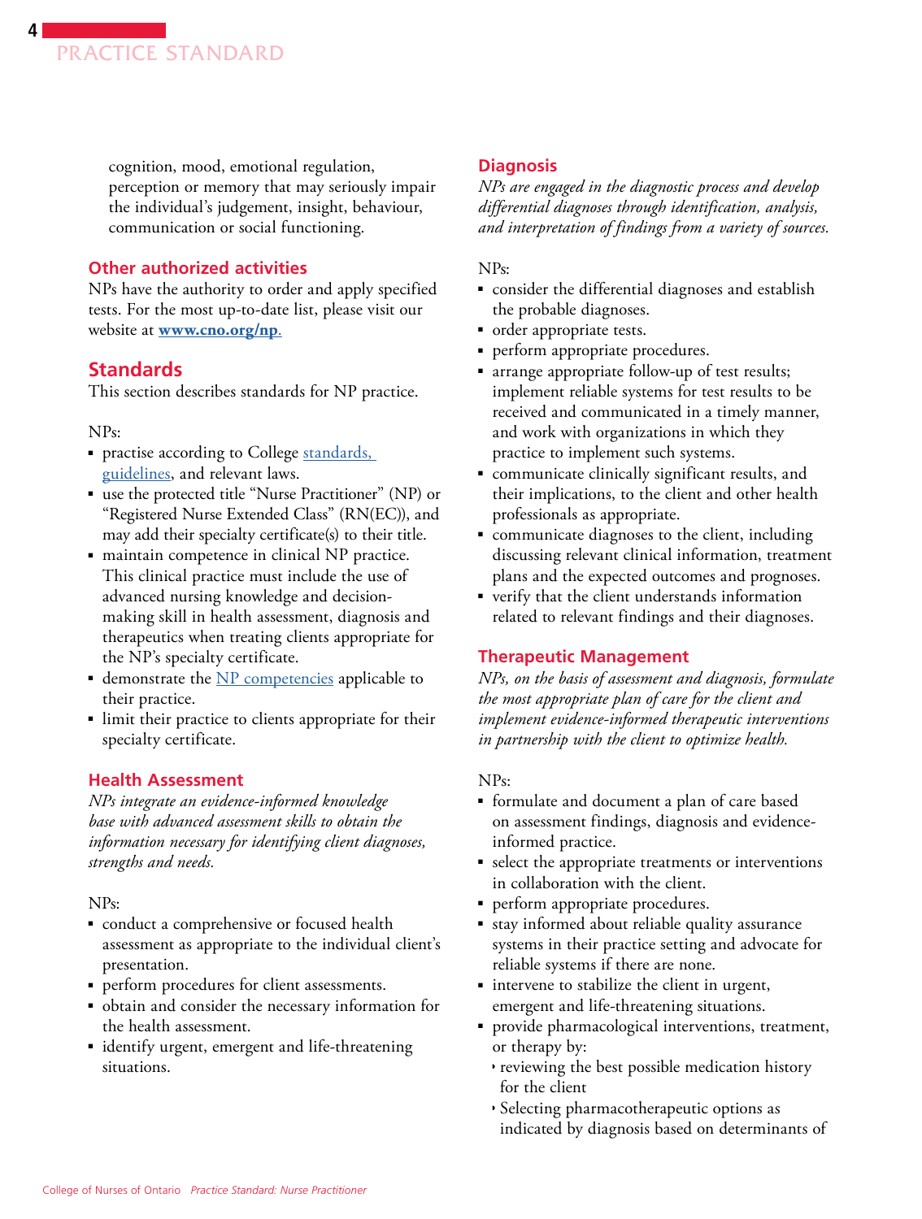cognition, mood, emotional regulation, perception or memory that may seriously impair the individual's judgement, insight, behaviour, communication or social functioning.

## Other authorized activities

NPs have the authority to order and apply specified tests. For the most up-to-date list, please visit our website at **www.cno.org/np**.

## Standards

This section describes standards for NP practice.

NPs:

- practise according to College standards, guidelines, and relevant laws.
- use the protected title "Nurse Practitioner" (NP) or "Registered Nurse Extended Class" (RN(EC)), and may add their specialty certificate(s) to their title.
- maintain competence in clinical NP practice. This clinical practice must include the use of advanced nursing knowledge and decision-making skill in health assessment, diagnosis and therapeutics when treating clients appropriate for the NP's specialty certificate.
- demonstrate the NP competencies applicable to their practice.
- limit their practice to clients appropriate for their specialty certificate.

## Health Assessment

*NPs integrate an evidence-informed knowledge base with advanced assessment skills to obtain the information necessary for identifying client diagnoses, strengths and needs.*

NPs:

- conduct a comprehensive or focused health assessment as appropriate to the individual client's presentation.
- perform procedures for client assessments.
- obtain and consider the necessary information for the health assessment.
- identify urgent, emergent and life-threatening situations.

## Diagnosis

*NPs are engaged in the diagnostic process and develop differential diagnoses through identification, analysis, and interpretation of findings from a variety of sources.*

NPs:

- consider the differential diagnoses and establish the probable diagnoses.
- order appropriate tests.
- perform appropriate procedures.
- arrange appropriate follow-up of test results; implement reliable systems for test results to be received and communicated in a timely manner, and work with organizations in which they practice to implement such systems.
- communicate clinically significant results, and their implications, to the client and other health professionals as appropriate.
- communicate diagnoses to the client, including discussing relevant clinical information, treatment plans and the expected outcomes and prognoses.
- verify that the client understands information related to relevant findings and their diagnoses.

## Therapeutic Management

*NPs, on the basis of assessment and diagnosis, formulate the most appropriate plan of care for the client and implement evidence-informed therapeutic interventions in partnership with the client to optimize health.*

NPs:

- formulate and document a plan of care based on assessment findings, diagnosis and evidence-informed practice.
- select the appropriate treatments or interventions in collaboration with the client.
- perform appropriate procedures.
- stay informed about reliable quality assurance systems in their practice setting and advocate for reliable systems if there are none.
- intervene to stabilize the client in urgent, emergent and life-threatening situations.
- provide pharmacological interventions, treatment, or therapy by:
  - reviewing the best possible medication history for the client
  - Selecting pharmacotherapeutic options as indicated by diagnosis based on determinants of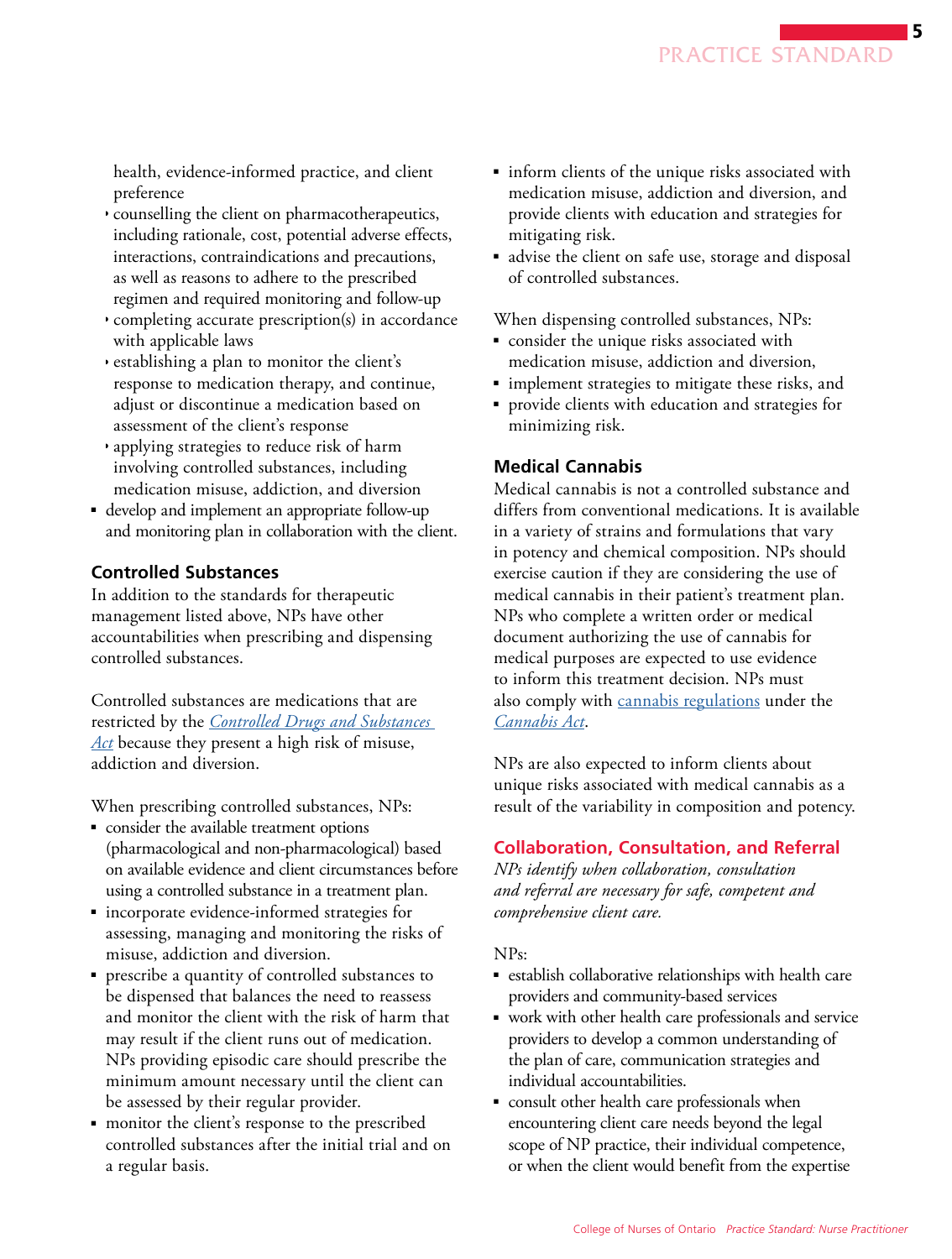health, evidence-informed practice, and client preference

- counselling the client on pharmacotherapeutics, including rationale, cost, potential adverse effects, interactions, contraindications and precautions, as well as reasons to adhere to the prescribed regimen and required monitoring and follow-up
- completing accurate prescription(s) in accordance with applicable laws
- establishing a plan to monitor the client's response to medication therapy, and continue, adjust or discontinue a medication based on assessment of the client's response
- applying strategies to reduce risk of harm involving controlled substances, including medication misuse, addiction, and diversion

- develop and implement an appropriate follow-up and monitoring plan in collaboration with the client.

### Controlled Substances

In addition to the standards for therapeutic management listed above, NPs have other accountabilities when prescribing and dispensing controlled substances.

Controlled substances are medications that are restricted by the *Controlled Drugs and Substances Act* because they present a high risk of misuse, addiction and diversion.

When prescribing controlled substances, NPs:

- consider the available treatment options (pharmacological and non-pharmacological) based on available evidence and client circumstances before using a controlled substance in a treatment plan.
- incorporate evidence-informed strategies for assessing, managing and monitoring the risks of misuse, addiction and diversion.
- prescribe a quantity of controlled substances to be dispensed that balances the need to reassess and monitor the client with the risk of harm that may result if the client runs out of medication. NPs providing episodic care should prescribe the minimum amount necessary until the client can be assessed by their regular provider.
- monitor the client's response to the prescribed controlled substances after the initial trial and on a regular basis.
- inform clients of the unique risks associated with medication misuse, addiction and diversion, and provide clients with education and strategies for mitigating risk.
- advise the client on safe use, storage and disposal of controlled substances.

When dispensing controlled substances, NPs:

- consider the unique risks associated with medication misuse, addiction and diversion,
- implement strategies to mitigate these risks, and
- provide clients with education and strategies for minimizing risk.

### Medical Cannabis

Medical cannabis is not a controlled substance and differs from conventional medications. It is available in a variety of strains and formulations that vary in potency and chemical composition. NPs should exercise caution if they are considering the use of medical cannabis in their patient's treatment plan. NPs who complete a written order or medical document authorizing the use of cannabis for medical purposes are expected to use evidence to inform this treatment decision. NPs must also comply with cannabis regulations under the *Cannabis Act*.

NPs are also expected to inform clients about unique risks associated with medical cannabis as a result of the variability in composition and potency.

## Collaboration, Consultation, and Referral

*NPs identify when collaboration, consultation and referral are necessary for safe, competent and comprehensive client care.*

NPs:

- establish collaborative relationships with health care providers and community-based services
- work with other health care professionals and service providers to develop a common understanding of the plan of care, communication strategies and individual accountabilities.
- consult other health care professionals when encountering client care needs beyond the legal scope of NP practice, their individual competence, or when the client would benefit from the expertise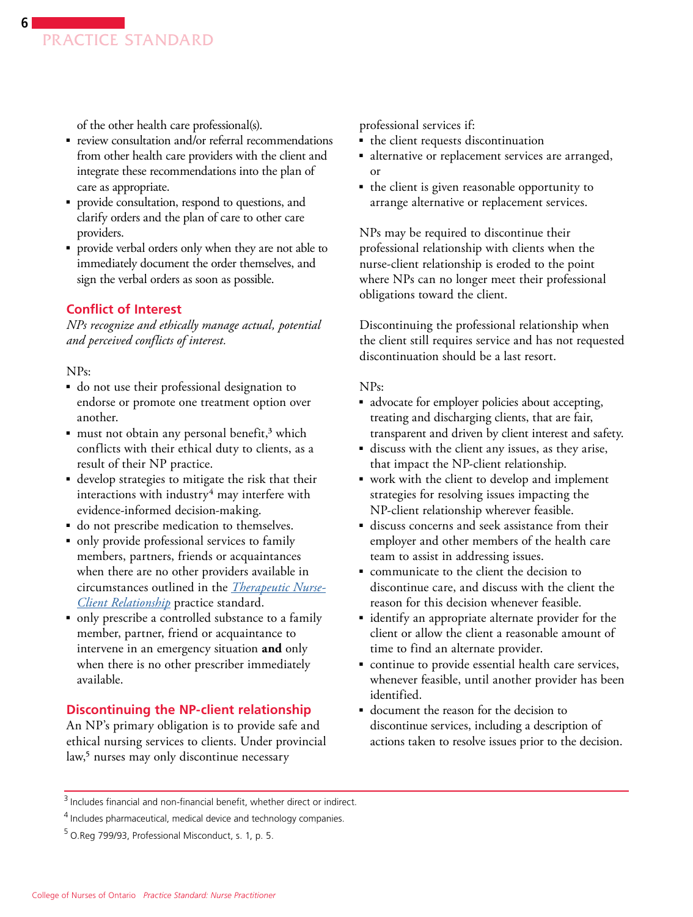of the other health care professional(s).

- review consultation and/or referral recommendations from other health care providers with the client and integrate these recommendations into the plan of care as appropriate.
- provide consultation, respond to questions, and clarify orders and the plan of care to other care providers.
- provide verbal orders only when they are not able to immediately document the order themselves, and sign the verbal orders as soon as possible.

## Conflict of Interest

*NPs recognize and ethically manage actual, potential and perceived conflicts of interest.*

NPs:

- do not use their professional designation to endorse or promote one treatment option over another.
- must not obtain any personal benefit,[3] which conflicts with their ethical duty to clients, as a result of their NP practice.
- develop strategies to mitigate the risk that their interactions with industry[4] may interfere with evidence-informed decision-making.
- do not prescribe medication to themselves.
- only provide professional services to family members, partners, friends or acquaintances when there are no other providers available in circumstances outlined in the *Therapeutic Nurse-Client Relationship* practice standard.
- only prescribe a controlled substance to a family member, partner, friend or acquaintance to intervene in an emergency situation **and** only when there is no other prescriber immediately available.

## Discontinuing the NP-client relationship

An NP's primary obligation is to provide safe and ethical nursing services to clients. Under provincial law,[5] nurses may only discontinue necessary professional services if:

- the client requests discontinuation
- alternative or replacement services are arranged, or
- the client is given reasonable opportunity to arrange alternative or replacement services.

NPs may be required to discontinue their professional relationship with clients when the nurse-client relationship is eroded to the point where NPs can no longer meet their professional obligations toward the client.

Discontinuing the professional relationship when the client still requires service and has not requested discontinuation should be a last resort.

NPs:

- advocate for employer policies about accepting, treating and discharging clients, that are fair, transparent and driven by client interest and safety.
- discuss with the client any issues, as they arise, that impact the NP-client relationship.
- work with the client to develop and implement strategies for resolving issues impacting the NP-client relationship wherever feasible.
- discuss concerns and seek assistance from their employer and other members of the health care team to assist in addressing issues.
- communicate to the client the decision to discontinue care, and discuss with the client the reason for this decision whenever feasible.
- identify an appropriate alternate provider for the client or allow the client a reasonable amount of time to find an alternate provider.
- continue to provide essential health care services, whenever feasible, until another provider has been identified.
- document the reason for the decision to discontinue services, including a description of actions taken to resolve issues prior to the decision.

---

[3] Includes financial and non-financial benefit, whether direct or indirect.

[4] Includes pharmaceutical, medical device and technology companies.

[5] O.Reg 799/93, Professional Misconduct, s. 1, p. 5.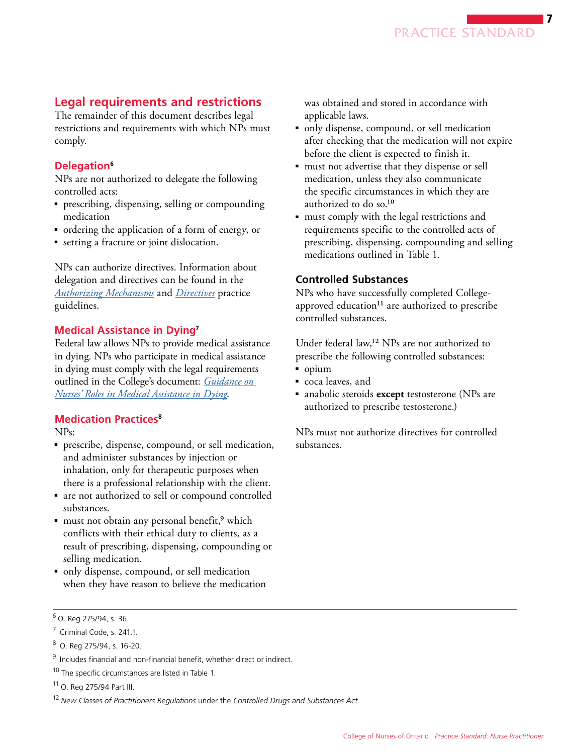## Legal requirements and restrictions

The remainder of this document describes legal restrictions and requirements with which NPs must comply.

### Delegation[6]

NPs are not authorized to delegate the following controlled acts:

- prescribing, dispensing, selling or compounding medication
- ordering the application of a form of energy, or
- setting a fracture or joint dislocation.

NPs can authorize directives. Information about delegation and directives can be found in the *Authorizing Mechanisms* and *Directives* practice guidelines.

### Medical Assistance in Dying[7]

Federal law allows NPs to provide medical assistance in dying. NPs who participate in medical assistance in dying must comply with the legal requirements outlined in the College's document: *Guidance on Nurses' Roles in Medical Assistance in Dying*.

### Medication Practices[8]

NPs:

- prescribe, dispense, compound, or sell medication, and administer substances by injection or inhalation, only for therapeutic purposes when there is a professional relationship with the client.
- are not authorized to sell or compound controlled substances.
- must not obtain any personal benefit,[9] which conflicts with their ethical duty to clients, as a result of prescribing, dispensing, compounding or selling medication.
- only dispense, compound, or sell medication when they have reason to believe the medication was obtained and stored in accordance with applicable laws.
- only dispense, compound, or sell medication after checking that the medication will not expire before the client is expected to finish it.
- must not advertise that they dispense or sell medication, unless they also communicate the specific circumstances in which they are authorized to do so.[10]
- must comply with the legal restrictions and requirements specific to the controlled acts of prescribing, dispensing, compounding and selling medications outlined in Table 1.

### Controlled Substances

NPs who have successfully completed College-approved education[11] are authorized to prescribe controlled substances.

Under federal law,[12] NPs are not authorized to prescribe the following controlled substances:

- opium
- coca leaves, and
- anabolic steroids **except** testosterone (NPs are authorized to prescribe testosterone.)

NPs must not authorize directives for controlled substances.

---

[6] O. Reg 275/94, s. 36.

[7] Criminal Code, s. 241.1.

[8] O. Reg 275/94, s. 16-20.

[9] Includes financial and non-financial benefit, whether direct or indirect.

[10] The specific circumstances are listed in Table 1.

[11] O. Reg 275/94 Part III.

[12] *New Classes of Practitioners Regulations* under the *Controlled Drugs and Substances Act.*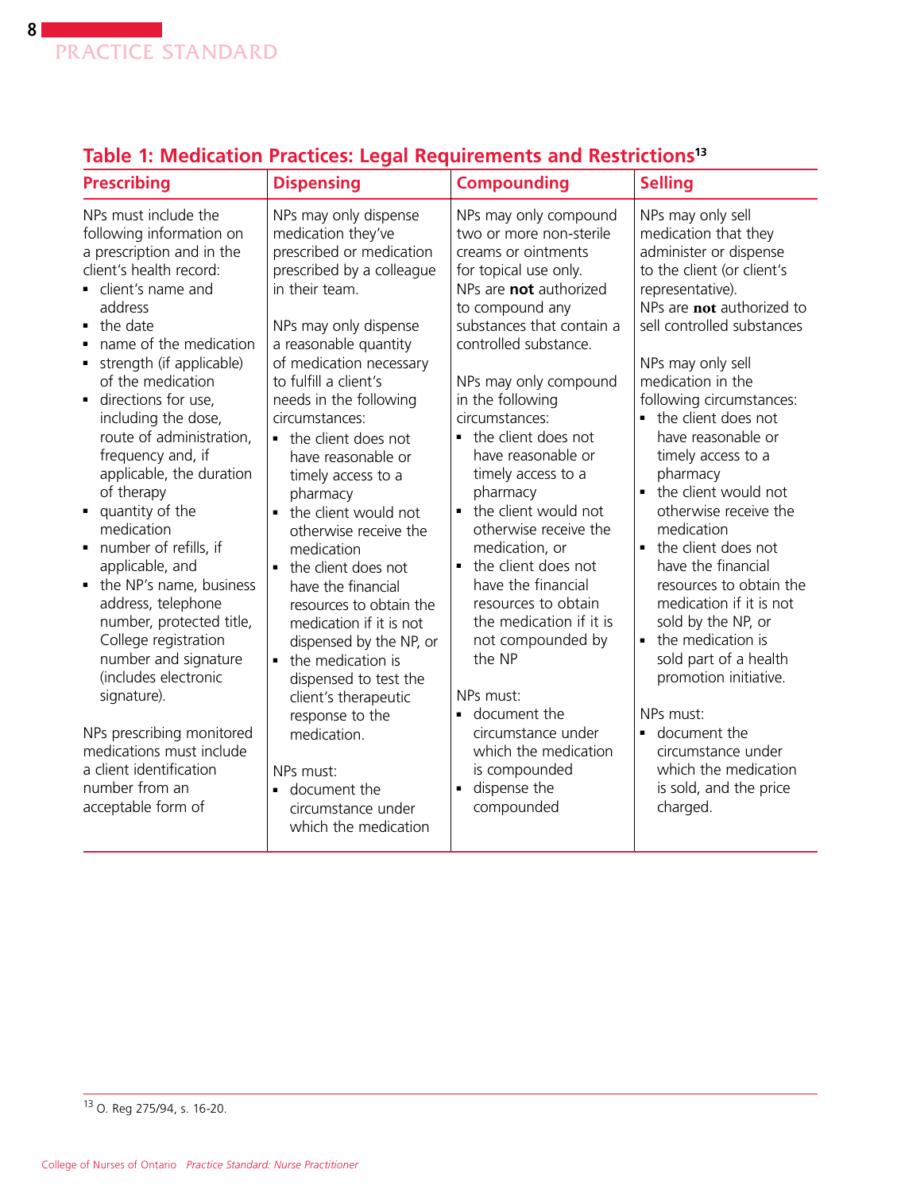## Table 1: Medication Practices: Legal Requirements and Restrictions[13]

| Prescribing | Dispensing | Compounding | Selling |
|---|---|---|---|
| NPs must include the following information on a prescription and in the client's health record:<br>▪ client's name and address<br>▪ the date<br>▪ name of the medication<br>▪ strength (if applicable) of the medication<br>▪ directions for use, including the dose, route of administration, frequency and, if applicable, the duration of therapy<br>▪ quantity of the medication<br>▪ number of refills, if applicable, and<br>▪ the NP's name, business address, telephone number, protected title, College registration number and signature (includes electronic signature).<br><br>NPs prescribing monitored medications must include a client identification number from an acceptable form of | NPs may only dispense medication they've prescribed or medication prescribed by a colleague in their team.<br><br>NPs may only dispense a reasonable quantity of medication necessary to fulfill a client's needs in the following circumstances:<br>▪ the client does not have reasonable or timely access to a pharmacy<br>▪ the client would not otherwise receive the medication<br>▪ the client does not have the financial resources to obtain the medication if it is not dispensed by the NP, or<br>▪ the medication is dispensed to test the client's therapeutic response to the medication.<br><br>NPs must:<br>▪ document the circumstance under which the medication | NPs may only compound two or more non-sterile creams or ointments for topical use only.<br>NPs are **not** authorized to compound any substances that contain a controlled substance.<br><br>NPs may only compound in the following circumstances:<br>▪ the client does not have reasonable or timely access to a pharmacy<br>▪ the client would not otherwise receive the medication, or<br>▪ the client does not have the financial resources to obtain the medication if it is not compounded by the NP<br><br>NPs must:<br>▪ document the circumstance under which the medication is compounded<br>▪ dispense the compounded | NPs may only sell medication that they administer or dispense to the client (or client's representative).<br>NPs are **not** authorized to sell controlled substances<br><br>NPs may only sell medication in the following circumstances:<br>▪ the client does not have reasonable or timely access to a pharmacy<br>▪ the client would not otherwise receive the medication<br>▪ the client does not have the financial resources to obtain the medication if it is not sold by the NP, or<br>▪ the medication is sold part of a health promotion initiative.<br><br>NPs must:<br>▪ document the circumstance under which the medication is sold, and the price charged. |

[13] O. Reg 275/94, s. 16-20.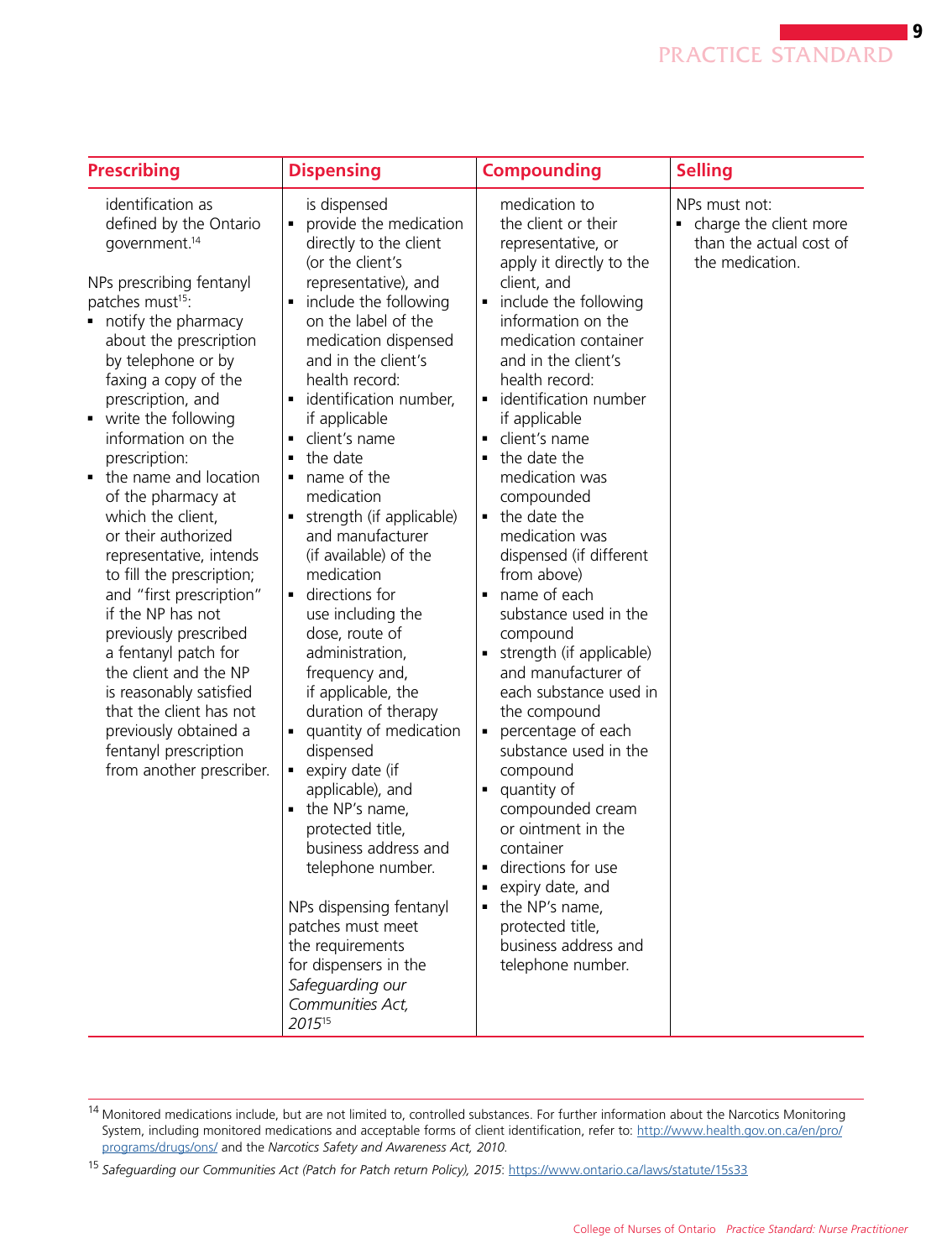| Prescribing | Dispensing | Compounding | Selling |
|---|---|---|---|
| identification as defined by the Ontario government.[14]<br><br>NPs prescribing fentanyl patches must[15]:<br>▪ notify the pharmacy about the prescription by telephone or by faxing a copy of the prescription, and<br>▪ write the following information on the prescription:<br>▪ the name and location of the pharmacy at which the client, or their authorized representative, intends to fill the prescription; and "first prescription" if the NP has not previously prescribed a fentanyl patch for the client and the NP is reasonably satisfied that the client has not previously obtained a fentanyl prescription from another prescriber. | is dispensed<br>▪ provide the medication directly to the client (or the client's representative), and<br>▪ include the following on the label of the medication dispensed and in the client's health record:<br>▪ identification number, if applicable<br>▪ client's name<br>▪ the date<br>▪ name of the medication<br>▪ strength (if applicable) and manufacturer (if available) of the medication<br>▪ directions for use including the dose, route of administration, frequency and, if applicable, the duration of therapy<br>▪ quantity of medication dispensed<br>▪ expiry date (if applicable), and<br>▪ the NP's name, protected title, business address and telephone number.<br><br>NPs dispensing fentanyl patches must meet the requirements for dispensers in the *Safeguarding our Communities Act, 2015*[15] | medication to the client or their representative, or apply it directly to the client, and<br>▪ include the following information on the medication container and in the client's health record:<br>▪ identification number if applicable<br>▪ client's name<br>▪ the date the medication was compounded<br>▪ the date the medication was dispensed (if different from above)<br>▪ name of each substance used in the compound<br>▪ strength (if applicable) and manufacturer of each substance used in the compound<br>▪ percentage of each substance used in the compound<br>▪ quantity of compounded cream or ointment in the container<br>▪ directions for use<br>▪ expiry date, and<br>▪ the NP's name, protected title, business address and telephone number. | NPs must not:<br>▪ charge the client more than the actual cost of the medication. |

---

[14] Monitored medications include, but are not limited to, controlled substances. For further information about the Narcotics Monitoring System, including monitored medications and acceptable forms of client identification, refer to: [http://www.health.gov.on.ca/en/pro/programs/drugs/ons/](http://www.health.gov.on.ca/en/pro/programs/drugs/ons/) and the *Narcotics Safety and Awareness Act, 2010*.

[15] *Safeguarding our Communities Act (Patch for Patch return Policy), 2015*: [https://www.ontario.ca/laws/statute/15s33](https://www.ontario.ca/laws/statute/15s33)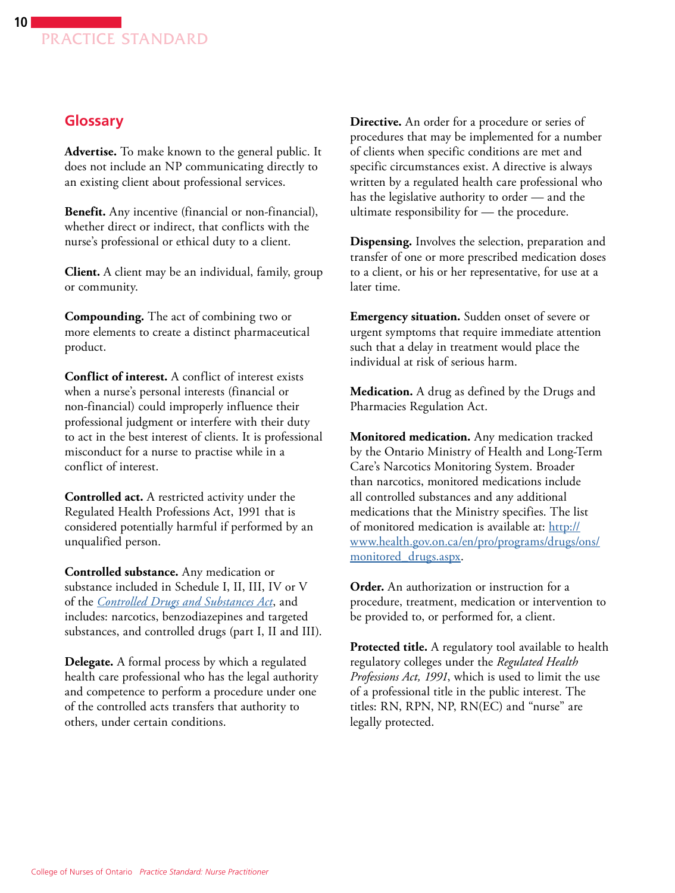## Glossary

**Advertise.** To make known to the general public. It does not include an NP communicating directly to an existing client about professional services.

**Benefit.** Any incentive (financial or non-financial), whether direct or indirect, that conflicts with the nurse's professional or ethical duty to a client.

**Client.** A client may be an individual, family, group or community.

**Compounding.** The act of combining two or more elements to create a distinct pharmaceutical product.

**Conflict of interest.** A conflict of interest exists when a nurse's personal interests (financial or non-financial) could improperly influence their professional judgment or interfere with their duty to act in the best interest of clients. It is professional misconduct for a nurse to practise while in a conflict of interest.

**Controlled act.** A restricted activity under the Regulated Health Professions Act, 1991 that is considered potentially harmful if performed by an unqualified person.

**Controlled substance.** Any medication or substance included in Schedule I, II, III, IV or V of the *Controlled Drugs and Substances Act*, and includes: narcotics, benzodiazepines and targeted substances, and controlled drugs (part I, II and III).

**Delegate.** A formal process by which a regulated health care professional who has the legal authority and competence to perform a procedure under one of the controlled acts transfers that authority to others, under certain conditions.

**Directive.** An order for a procedure or series of procedures that may be implemented for a number of clients when specific conditions are met and specific circumstances exist. A directive is always written by a regulated health care professional who has the legislative authority to order — and the ultimate responsibility for — the procedure.

**Dispensing.** Involves the selection, preparation and transfer of one or more prescribed medication doses to a client, or his or her representative, for use at a later time.

**Emergency situation.** Sudden onset of severe or urgent symptoms that require immediate attention such that a delay in treatment would place the individual at risk of serious harm.

**Medication.** A drug as defined by the Drugs and Pharmacies Regulation Act.

**Monitored medication.** Any medication tracked by the Ontario Ministry of Health and Long-Term Care's Narcotics Monitoring System. Broader than narcotics, monitored medications include all controlled substances and any additional medications that the Ministry specifies. The list of monitored medication is available at: http://www.health.gov.on.ca/en/pro/programs/drugs/ons/monitored_drugs.aspx.

**Order.** An authorization or instruction for a procedure, treatment, medication or intervention to be provided to, or performed for, a client.

**Protected title.** A regulatory tool available to health regulatory colleges under the *Regulated Health Professions Act, 1991*, which is used to limit the use of a professional title in the public interest. The titles: RN, RPN, NP, RN(EC) and "nurse" are legally protected.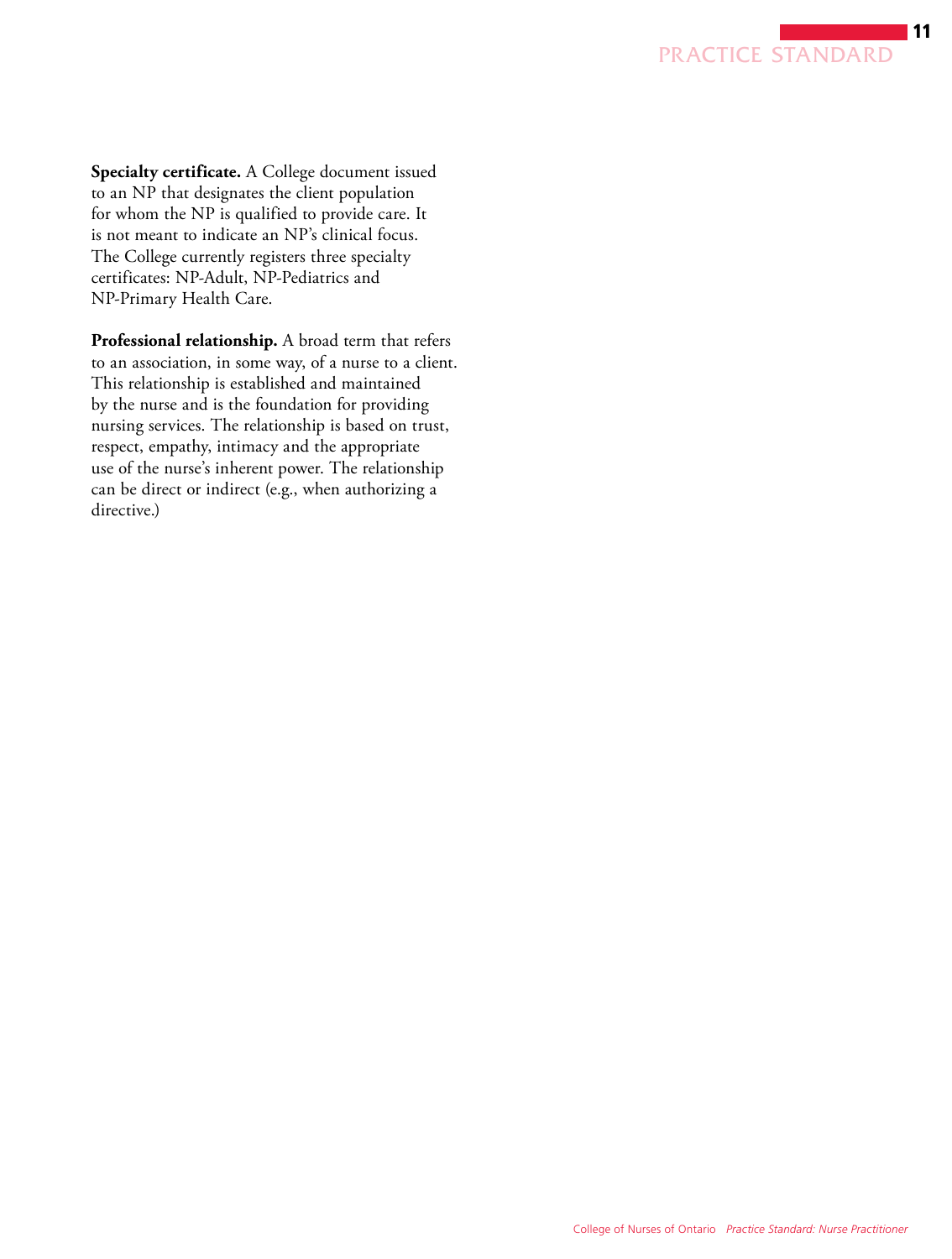**Specialty certificate.** A College document issued to an NP that designates the client population for whom the NP is qualified to provide care. It is not meant to indicate an NP's clinical focus. The College currently registers three specialty certificates: NP-Adult, NP-Pediatrics and NP-Primary Health Care.

**Professional relationship.** A broad term that refers to an association, in some way, of a nurse to a client. This relationship is established and maintained by the nurse and is the foundation for providing nursing services. The relationship is based on trust, respect, empathy, intimacy and the appropriate use of the nurse's inherent power. The relationship can be direct or indirect (e.g., when authorizing a directive.)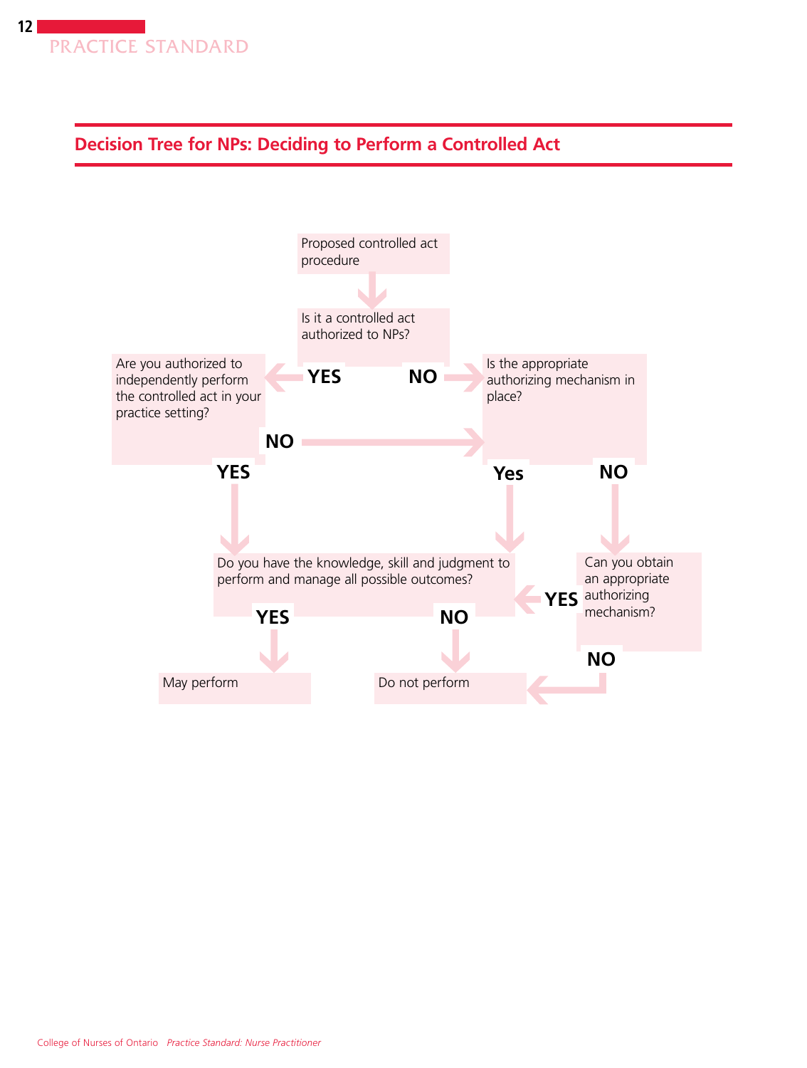## Decision Tree for NPs: Deciding to Perform a Controlled Act

Proposed controlled act procedure

↓

Is it a controlled act authorized to NPs?

- **YES** → Are you authorized to independently perform the controlled act in your practice setting?
  - **YES** → Do you have the knowledge, skill and judgment to perform and manage all possible outcomes?
  - **NO** → Is the appropriate authorizing mechanism in place?
- **NO** → Is the appropriate authorizing mechanism in place?
  - **Yes** → Do you have the knowledge, skill and judgment to perform and manage all possible outcomes?
  - **NO** → Can you obtain an appropriate authorizing mechanism?
    - **YES** → Do you have the knowledge, skill and judgment to perform and manage all possible outcomes?
    - **NO** → Do not perform

Do you have the knowledge, skill and judgment to perform and manage all possible outcomes?

- **YES** → May perform
- **NO** → Do not perform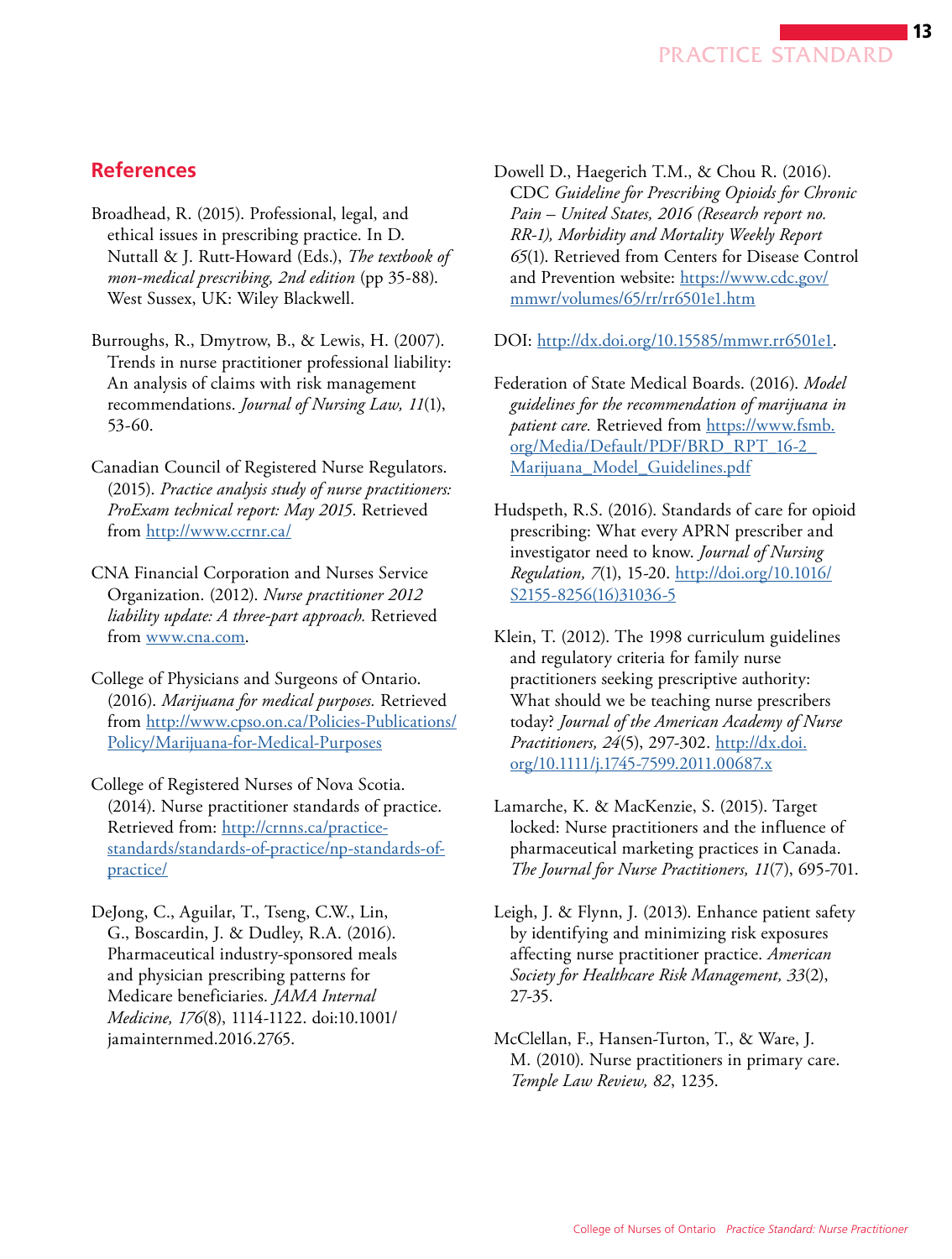## References

Broadhead, R. (2015). Professional, legal, and ethical issues in prescribing practice. In D. Nuttall & J. Rutt-Howard (Eds.), *The textbook of mon-medical prescribing, 2nd edition* (pp 35-88). West Sussex, UK: Wiley Blackwell.

Burroughs, R., Dmytrow, B., & Lewis, H. (2007). Trends in nurse practitioner professional liability: An analysis of claims with risk management recommendations. *Journal of Nursing Law, 11*(1), 53-60.

Canadian Council of Registered Nurse Regulators. (2015). *Practice analysis study of nurse practitioners: ProExam technical report: May 2015.* Retrieved from http://www.ccrnr.ca/

CNA Financial Corporation and Nurses Service Organization. (2012). *Nurse practitioner 2012 liability update: A three-part approach.* Retrieved from www.cna.com.

College of Physicians and Surgeons of Ontario. (2016). *Marijuana for medical purposes.* Retrieved from http://www.cpso.on.ca/Policies-Publications/Policy/Marijuana-for-Medical-Purposes

College of Registered Nurses of Nova Scotia. (2014). Nurse practitioner standards of practice. Retrieved from: http://crnns.ca/practice-standards/standards-of-practice/np-standards-of-practice/

DeJong, C., Aguilar, T., Tseng, C.W., Lin, G., Boscardin, J. & Dudley, R.A. (2016). Pharmaceutical industry-sponsored meals and physician prescribing patterns for Medicare beneficiaries. *JAMA Internal Medicine, 176*(8), 1114-1122. doi:10.1001/jamainternmed.2016.2765.

Dowell D., Haegerich T.M., & Chou R. (2016). CDC *Guideline for Prescribing Opioids for Chronic Pain – United States, 2016 (Research report no. RR-1), Morbidity and Mortality Weekly Report 65*(1). Retrieved from Centers for Disease Control and Prevention website: https://www.cdc.gov/mmwr/volumes/65/rr/rr6501e1.htm

DOI: http://dx.doi.org/10.15585/mmwr.rr6501e1.

Federation of State Medical Boards. (2016). *Model guidelines for the recommendation of marijuana in patient care.* Retrieved from https://www.fsmb.org/Media/Default/PDF/BRD_RPT_16-2_Marijuana_Model_Guidelines.pdf

Hudspeth, R.S. (2016). Standards of care for opioid prescribing: What every APRN prescriber and investigator need to know. *Journal of Nursing Regulation, 7*(1), 15-20. http://doi.org/10.1016/S2155-8256(16)31036-5

Klein, T. (2012). The 1998 curriculum guidelines and regulatory criteria for family nurse practitioners seeking prescriptive authority: What should we be teaching nurse prescribers today? *Journal of the American Academy of Nurse Practitioners, 24*(5), 297-302. http://dx.doi.org/10.1111/j.1745-7599.2011.00687.x

Lamarche, K. & MacKenzie, S. (2015). Target locked: Nurse practitioners and the influence of pharmaceutical marketing practices in Canada. *The Journal for Nurse Practitioners, 11*(7), 695-701.

Leigh, J. & Flynn, J. (2013). Enhance patient safety by identifying and minimizing risk exposures affecting nurse practitioner practice. *American Society for Healthcare Risk Management, 33*(2), 27-35.

McClellan, F., Hansen-Turton, T., & Ware, J. M. (2010). Nurse practitioners in primary care. *Temple Law Review, 82*, 1235.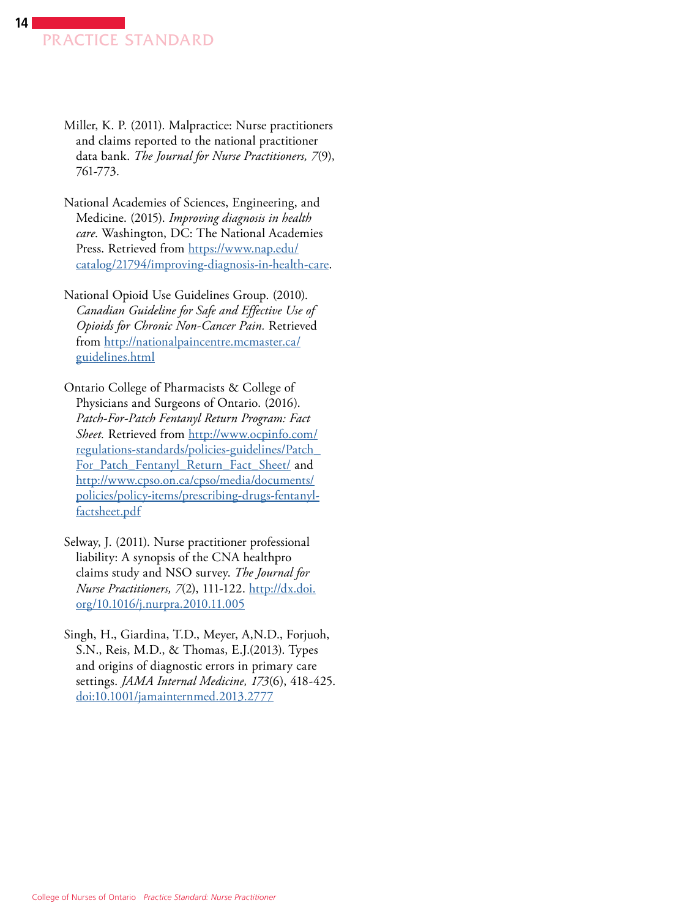Miller, K. P. (2011). Malpractice: Nurse practitioners and claims reported to the national practitioner data bank. *The Journal for Nurse Practitioners, 7*(9), 761-773.

National Academies of Sciences, Engineering, and Medicine. (2015). *Improving diagnosis in health care*. Washington, DC: The National Academies Press. Retrieved from https://www.nap.edu/catalog/21794/improving-diagnosis-in-health-care.

National Opioid Use Guidelines Group. (2010). *Canadian Guideline for Safe and Effective Use of Opioids for Chronic Non-Cancer Pain.* Retrieved from http://nationalpaincentre.mcmaster.ca/guidelines.html

Ontario College of Pharmacists & College of Physicians and Surgeons of Ontario. (2016). *Patch-For-Patch Fentanyl Return Program: Fact Sheet.* Retrieved from http://www.ocpinfo.com/regulations-standards/policies-guidelines/Patch_For_Patch_Fentanyl_Return_Fact_Sheet/ and http://www.cpso.on.ca/cpso/media/documents/policies/policy-items/prescribing-drugs-fentanyl-factsheet.pdf

Selway, J. (2011). Nurse practitioner professional liability: A synopsis of the CNA healthpro claims study and NSO survey. *The Journal for Nurse Practitioners, 7*(2), 111-122. http://dx.doi.org/10.1016/j.nurpra.2010.11.005

Singh, H., Giardina, T.D., Meyer, A,N.D., Forjuoh, S.N., Reis, M.D., & Thomas, E.J.(2013). Types and origins of diagnostic errors in primary care settings. *JAMA Internal Medicine, 173*(6), 418-425. doi:10.1001/jamainternmed.2013.2777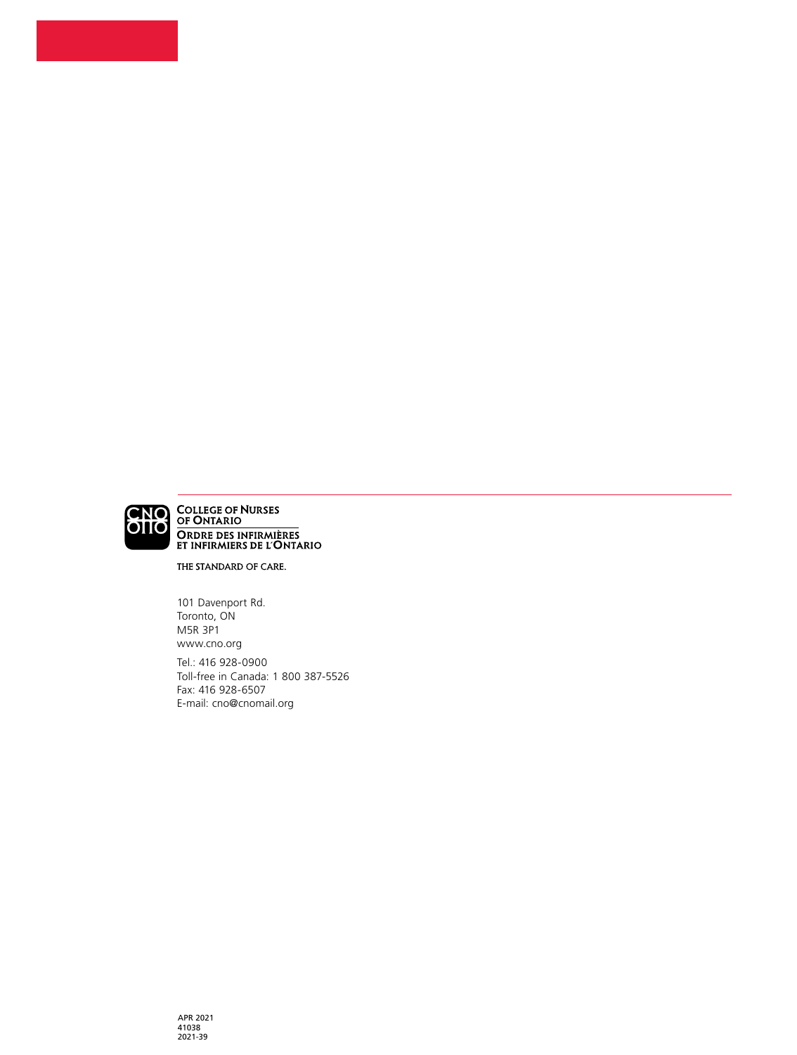COLLEGE OF NURSES OF ONTARIO

ORDRE DES INFIRMIÈRES ET INFIRMIERS DE L'ONTARIO

THE STANDARD OF CARE.

101 Davenport Rd.
Toronto, ON
M5R 3P1
www.cno.org

Tel.: 416 928-0900
Toll-free in Canada: 1 800 387-5526
Fax: 416 928-6507
E-mail: cno@cnomail.org

APR 2021
41038
2021-39